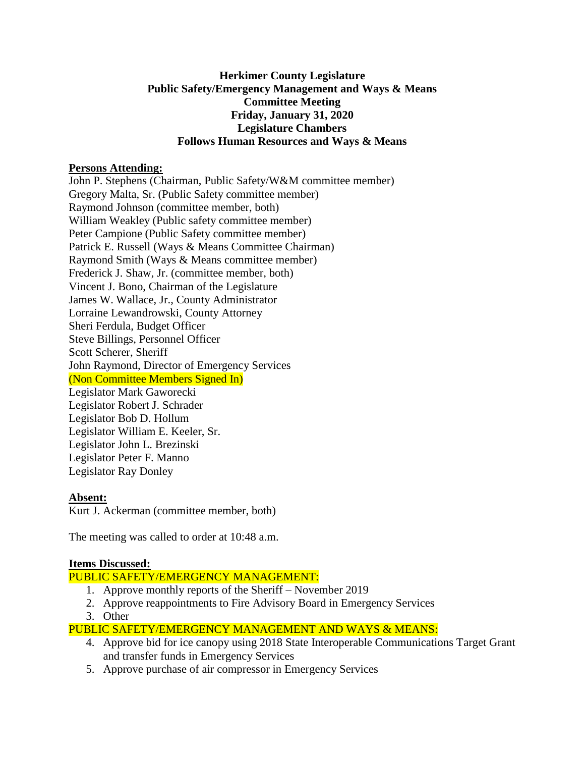**Herkimer County Legislature**
**Public Safety/Emergency Management and Ways & Means**
**Committee Meeting**
**Friday, January 31, 2020**
**Legislature Chambers**
**Follows Human Resources and Ways & Means**

**Persons Attending:**

John P. Stephens (Chairman, Public Safety/W&M committee member)
Gregory Malta, Sr. (Public Safety committee member)
Raymond Johnson (committee member, both)
William Weakley (Public safety committee member)
Peter Campione (Public Safety committee member)
Patrick E. Russell (Ways & Means Committee Chairman)
Raymond Smith (Ways & Means committee member)
Frederick J. Shaw, Jr. (committee member, both)
Vincent J. Bono, Chairman of the Legislature
James W. Wallace, Jr., County Administrator
Lorraine Lewandrowski, County Attorney
Sheri Ferdula, Budget Officer
Steve Billings, Personnel Officer
Scott Scherer, Sheriff
John Raymond, Director of Emergency Services
(Non Committee Members Signed In)
Legislator Mark Gaworecki
Legislator Robert J. Schrader
Legislator Bob D. Hollum
Legislator William E. Keeler, Sr.
Legislator John L. Brezinski
Legislator Peter F. Manno
Legislator Ray Donley

**Absent:**

Kurt J. Ackerman (committee member, both)

The meeting was called to order at 10:48 a.m.

**Items Discussed:**

PUBLIC SAFETY/EMERGENCY MANAGEMENT:

1. Approve monthly reports of the Sheriff – November 2019
2. Approve reappointments to Fire Advisory Board in Emergency Services
3. Other

PUBLIC SAFETY/EMERGENCY MANAGEMENT AND WAYS & MEANS:

4. Approve bid for ice canopy using 2018 State Interoperable Communications Target Grant and transfer funds in Emergency Services
5. Approve purchase of air compressor in Emergency Services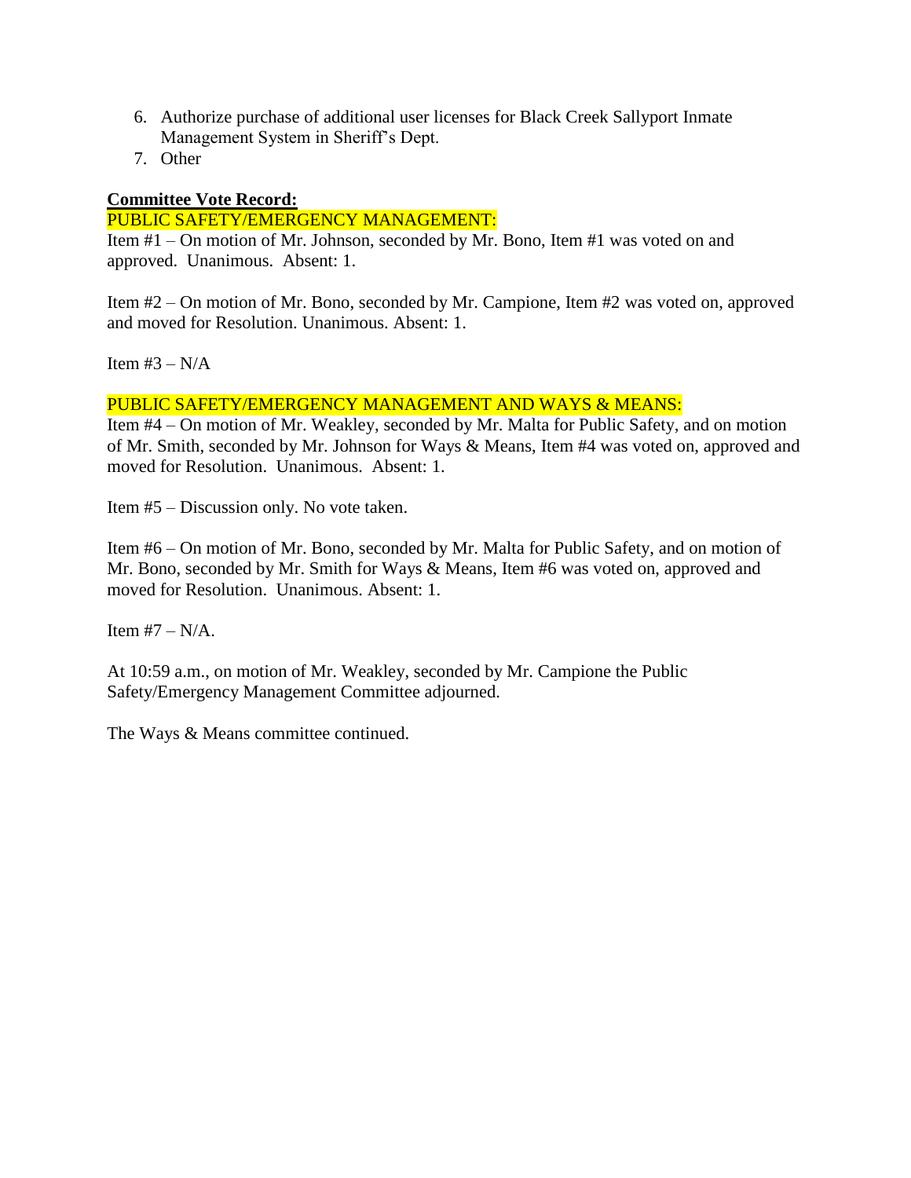6. Authorize purchase of additional user licenses for Black Creek Sallyport Inmate Management System in Sheriff's Dept.
7. Other

**Committee Vote Record:**

PUBLIC SAFETY/EMERGENCY MANAGEMENT:

Item #1 – On motion of Mr. Johnson, seconded by Mr. Bono, Item #1 was voted on and approved. Unanimous. Absent: 1.

Item #2 – On motion of Mr. Bono, seconded by Mr. Campione, Item #2 was voted on, approved and moved for Resolution. Unanimous. Absent: 1.

Item #3 – N/A

PUBLIC SAFETY/EMERGENCY MANAGEMENT AND WAYS & MEANS:

Item #4 – On motion of Mr. Weakley, seconded by Mr. Malta for Public Safety, and on motion of Mr. Smith, seconded by Mr. Johnson for Ways & Means, Item #4 was voted on, approved and moved for Resolution. Unanimous. Absent: 1.

Item #5 – Discussion only. No vote taken.

Item #6 – On motion of Mr. Bono, seconded by Mr. Malta for Public Safety, and on motion of Mr. Bono, seconded by Mr. Smith for Ways & Means, Item #6 was voted on, approved and moved for Resolution. Unanimous. Absent: 1.

Item #7 – N/A.

At 10:59 a.m., on motion of Mr. Weakley, seconded by Mr. Campione the Public Safety/Emergency Management Committee adjourned.

The Ways & Means committee continued.